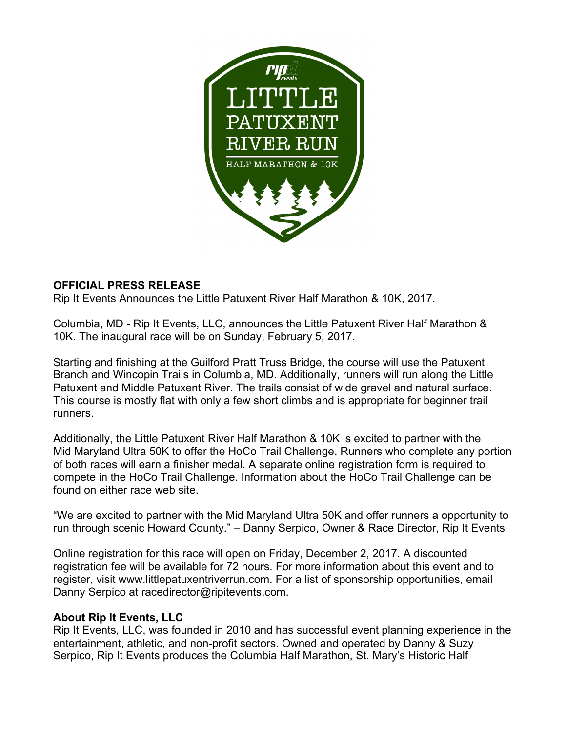**OFFICIAL PRESS RELEASE**

Rip It Events Announces the Little Patuxent River Half Marathon & 10K, 2017.

Columbia, MD - Rip It Events, LLC, announces the Little Patuxent River Half Marathon & 10K. The inaugural race will be on Sunday, February 5, 2017.

Starting and finishing at the Guilford Pratt Truss Bridge, the course will use the Patuxent Branch and Wincopin Trails in Columbia, MD. Additionally, runners will run along the Little Patuxent and Middle Patuxent River. The trails consist of wide gravel and natural surface. This course is mostly flat with only a few short climbs and is appropriate for beginner trail runners.

Additionally, the Little Patuxent River Half Marathon & 10K is excited to partner with the Mid Maryland Ultra 50K to offer the HoCo Trail Challenge. Runners who complete any portion of both races will earn a finisher medal. A separate online registration form is required to compete in the HoCo Trail Challenge. Information about the HoCo Trail Challenge can be found on either race web site.

“We are excited to partner with the Mid Maryland Ultra 50K and offer runners a opportunity to run through scenic Howard County.” – Danny Serpico, Owner & Race Director, Rip It Events

Online registration for this race will open on Friday, December 2, 2017. A discounted registration fee will be available for 72 hours. For more information about this event and to register, visit www.littlepatuxentriverrun.com. For a list of sponsorship opportunities, email Danny Serpico at racedirector@ripitevents.com.

**About Rip It Events, LLC**

Rip It Events, LLC, was founded in 2010 and has successful event planning experience in the entertainment, athletic, and non-profit sectors. Owned and operated by Danny & Suzy Serpico, Rip It Events produces the Columbia Half Marathon, St. Mary’s Historic Half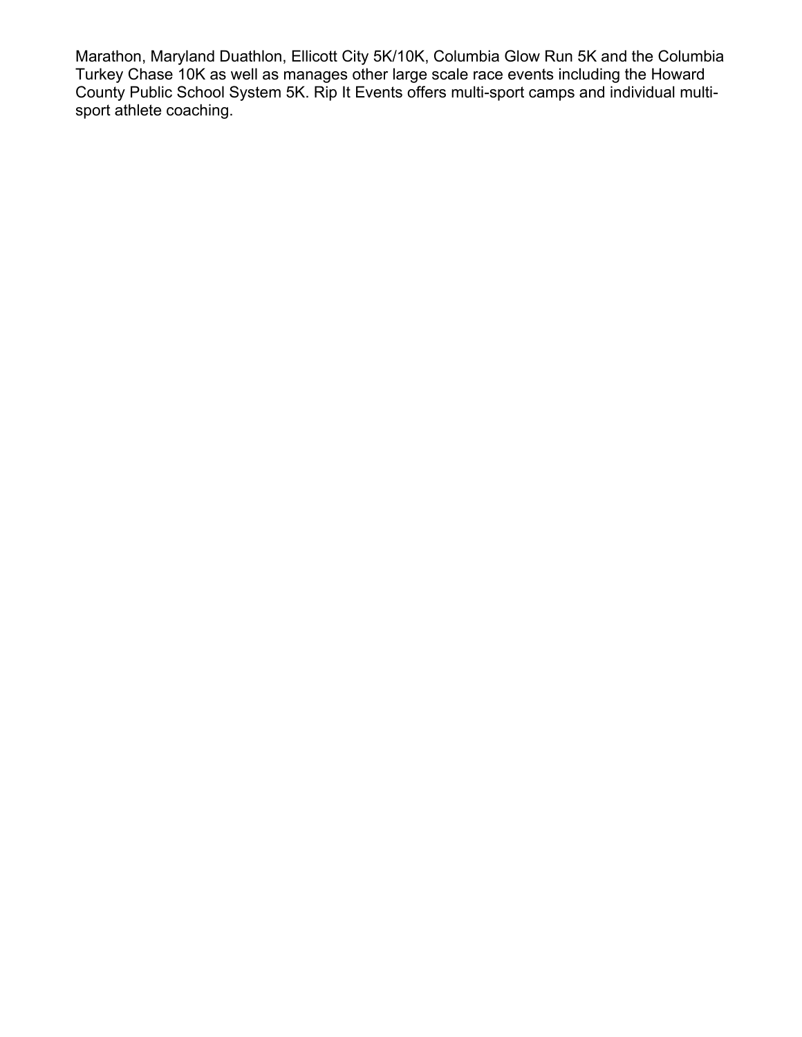Marathon, Maryland Duathlon, Ellicott City 5K/10K, Columbia Glow Run 5K and the Columbia Turkey Chase 10K as well as manages other large scale race events including the Howard County Public School System 5K. Rip It Events offers multi-sport camps and individual multi-sport athlete coaching.